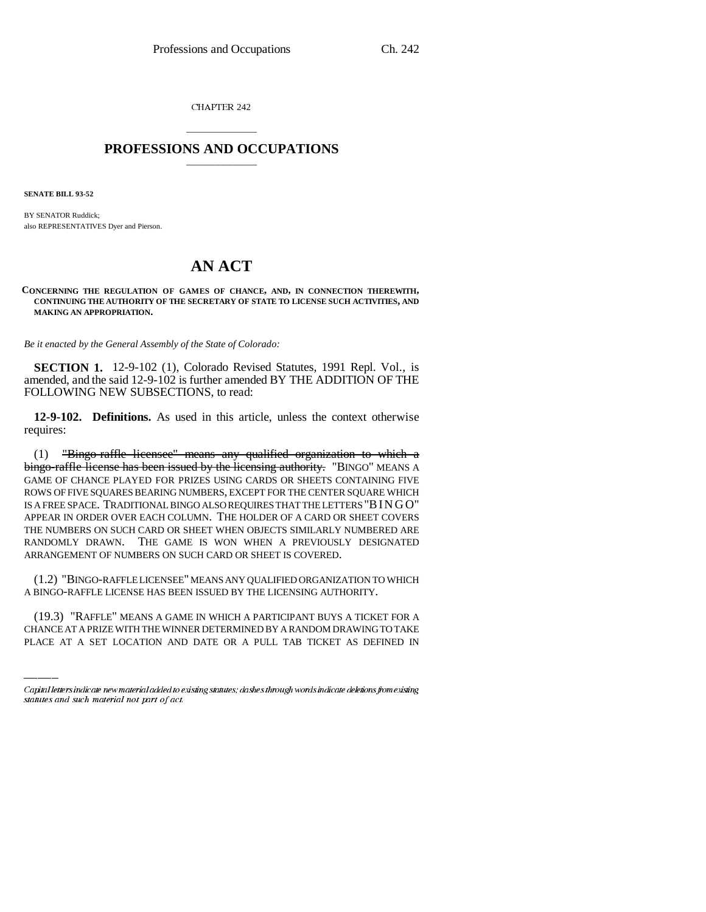CHAPTER 242

# PROFESSIONS AND OCCUPATIONS

**SENATE BILL 93-52**

BY SENATOR Ruddick;
also REPRESENTATIVES Dyer and Pierson.

# AN ACT

**CONCERNING THE REGULATION OF GAMES OF CHANCE, AND, IN CONNECTION THEREWITH, CONTINUING THE AUTHORITY OF THE SECRETARY OF STATE TO LICENSE SUCH ACTIVITIES, AND MAKING AN APPROPRIATION.**

*Be it enacted by the General Assembly of the State of Colorado:*

**SECTION 1.** 12-9-102 (1), Colorado Revised Statutes, 1991 Repl. Vol., is amended, and the said 12-9-102 is further amended BY THE ADDITION OF THE FOLLOWING NEW SUBSECTIONS, to read:

**12-9-102. Definitions.** As used in this article, unless the context otherwise requires:

(1) ~~"Bingo-raffle licensee" means any qualified organization to which a bingo-raffle license has been issued by the licensing authority.~~ "BINGO" MEANS A GAME OF CHANCE PLAYED FOR PRIZES USING CARDS OR SHEETS CONTAINING FIVE ROWS OF FIVE SQUARES BEARING NUMBERS, EXCEPT FOR THE CENTER SQUARE WHICH IS A FREE SPACE. TRADITIONAL BINGO ALSO REQUIRES THAT THE LETTERS "B I N G O" APPEAR IN ORDER OVER EACH COLUMN. THE HOLDER OF A CARD OR SHEET COVERS THE NUMBERS ON SUCH CARD OR SHEET WHEN OBJECTS SIMILARLY NUMBERED ARE RANDOMLY DRAWN. THE GAME IS WON WHEN A PREVIOUSLY DESIGNATED ARRANGEMENT OF NUMBERS ON SUCH CARD OR SHEET IS COVERED.

(1.2) "BINGO-RAFFLE LICENSEE" MEANS ANY QUALIFIED ORGANIZATION TO WHICH A BINGO-RAFFLE LICENSE HAS BEEN ISSUED BY THE LICENSING AUTHORITY.

(19.3) "RAFFLE" MEANS A GAME IN WHICH A PARTICIPANT BUYS A TICKET FOR A CHANCE AT A PRIZE WITH THE WINNER DETERMINED BY A RANDOM DRAWING TO TAKE PLACE AT A SET LOCATION AND DATE OR A PULL TAB TICKET AS DEFINED IN

Capital letters indicate new material added to existing statutes; dashes through words indicate deletions from existing statutes and such material not part of act.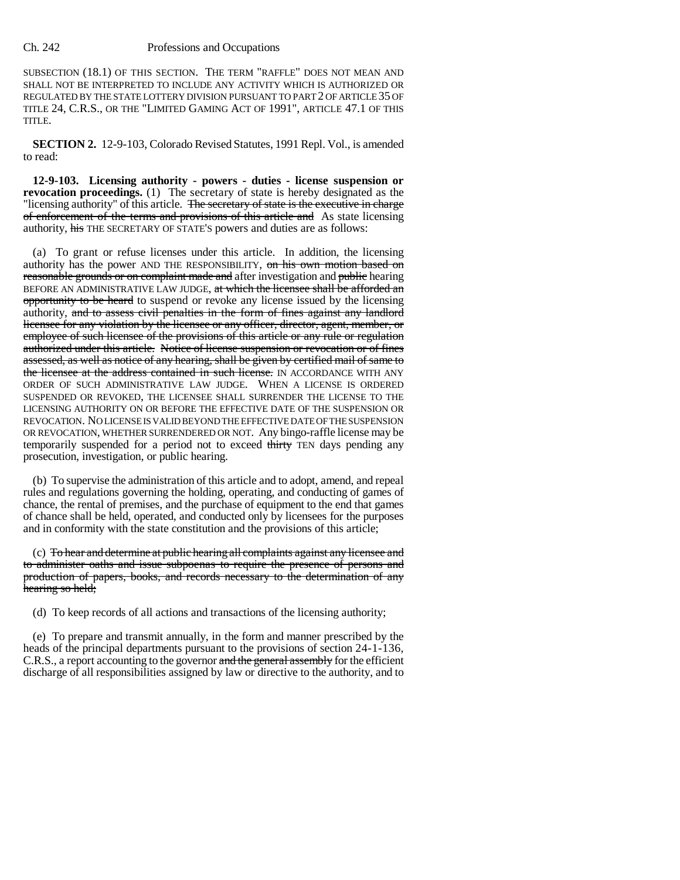SUBSECTION (18.1) OF THIS SECTION. THE TERM "RAFFLE" DOES NOT MEAN AND SHALL NOT BE INTERPRETED TO INCLUDE ANY ACTIVITY WHICH IS AUTHORIZED OR REGULATED BY THE STATE LOTTERY DIVISION PURSUANT TO PART 2 OF ARTICLE 35 OF TITLE 24, C.R.S., OR THE "LIMITED GAMING ACT OF 1991", ARTICLE 47.1 OF THIS TITLE.

**SECTION 2.** 12-9-103, Colorado Revised Statutes, 1991 Repl. Vol., is amended to read:

**12-9-103. Licensing authority - powers - duties - license suspension or revocation proceedings.** (1) The secretary of state is hereby designated as the "licensing authority" of this article. ~~The secretary of state is the executive in charge of enforcement of the terms and provisions of this article and~~ As state licensing authority, ~~his~~ THE SECRETARY OF STATE'S powers and duties are as follows:

(a) To grant or refuse licenses under this article. In addition, the licensing authority has the power AND THE RESPONSIBILITY, ~~on his own motion based on reasonable grounds or on complaint made and~~ after investigation and ~~public~~ hearing BEFORE AN ADMINISTRATIVE LAW JUDGE, ~~at which the licensee shall be afforded an opportunity to be heard~~ to suspend or revoke any license issued by the licensing authority, ~~and to assess civil penalties in the form of fines against any landlord licensee for any violation by the licensee or any officer, director, agent, member, or employee of such licensee of the provisions of this article or any rule or regulation authorized under this article. Notice of license suspension or revocation or of fines assessed, as well as notice of any hearing, shall be given by certified mail of same to the licensee at the address contained in such license.~~ IN ACCORDANCE WITH ANY ORDER OF SUCH ADMINISTRATIVE LAW JUDGE. WHEN A LICENSE IS ORDERED SUSPENDED OR REVOKED, THE LICENSEE SHALL SURRENDER THE LICENSE TO THE LICENSING AUTHORITY ON OR BEFORE THE EFFECTIVE DATE OF THE SUSPENSION OR REVOCATION. NO LICENSE IS VALID BEYOND THE EFFECTIVE DATE OF THE SUSPENSION OR REVOCATION, WHETHER SURRENDERED OR NOT. Any bingo-raffle license may be temporarily suspended for a period not to exceed ~~thirty~~ TEN days pending any prosecution, investigation, or public hearing.

(b) To supervise the administration of this article and to adopt, amend, and repeal rules and regulations governing the holding, operating, and conducting of games of chance, the rental of premises, and the purchase of equipment to the end that games of chance shall be held, operated, and conducted only by licensees for the purposes and in conformity with the state constitution and the provisions of this article;

(c) ~~To hear and determine at public hearing all complaints against any licensee and to administer oaths and issue subpoenas to require the presence of persons and production of papers, books, and records necessary to the determination of any hearing so held;~~

(d) To keep records of all actions and transactions of the licensing authority;

(e) To prepare and transmit annually, in the form and manner prescribed by the heads of the principal departments pursuant to the provisions of section 24-1-136, C.R.S., a report accounting to the governor ~~and the general assembly~~ for the efficient discharge of all responsibilities assigned by law or directive to the authority, and to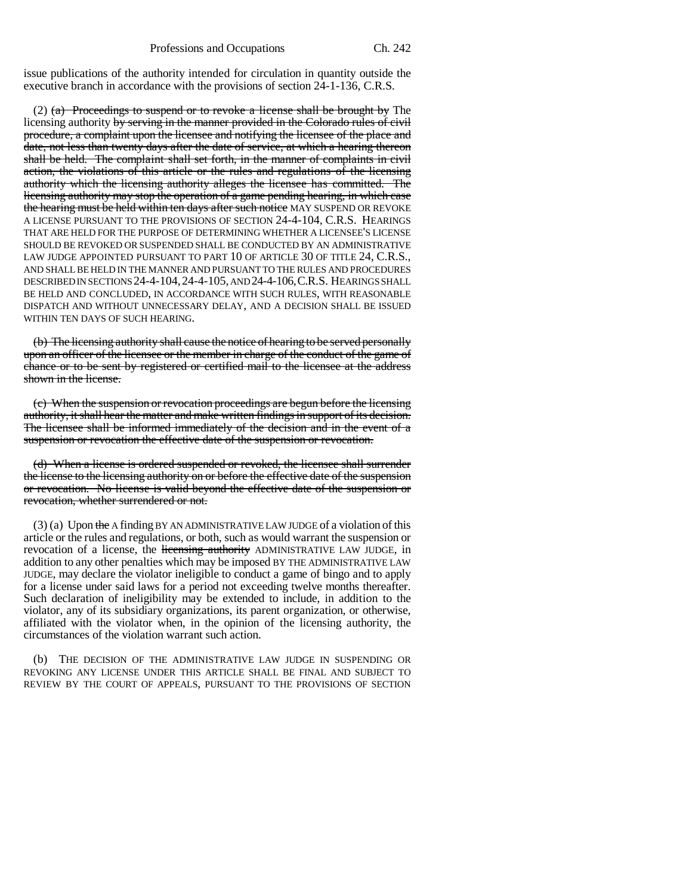issue publications of the authority intended for circulation in quantity outside the executive branch in accordance with the provisions of section 24-1-136, C.R.S.

(2) ~~(a) Proceedings to suspend or to revoke a license shall be brought by~~ The licensing authority ~~by serving in the manner provided in the Colorado rules of civil procedure, a complaint upon the licensee and notifying the licensee of the place and date, not less than twenty days after the date of service, at which a hearing thereon shall be held. The complaint shall set forth, in the manner of complaints in civil action, the violations of this article or the rules and regulations of the licensing authority which the licensing authority alleges the licensee has committed. The licensing authority may stop the operation of a game pending hearing, in which case the hearing must be held within ten days after such notice~~ MAY SUSPEND OR REVOKE A LICENSE PURSUANT TO THE PROVISIONS OF SECTION 24-4-104, C.R.S. HEARINGS THAT ARE HELD FOR THE PURPOSE OF DETERMINING WHETHER A LICENSEE'S LICENSE SHOULD BE REVOKED OR SUSPENDED SHALL BE CONDUCTED BY AN ADMINISTRATIVE LAW JUDGE APPOINTED PURSUANT TO PART 10 OF ARTICLE 30 OF TITLE 24, C.R.S., AND SHALL BE HELD IN THE MANNER AND PURSUANT TO THE RULES AND PROCEDURES DESCRIBED IN SECTIONS 24-4-104, 24-4-105, AND 24-4-106, C.R.S. HEARINGS SHALL BE HELD AND CONCLUDED, IN ACCORDANCE WITH SUCH RULES, WITH REASONABLE DISPATCH AND WITHOUT UNNECESSARY DELAY, AND A DECISION SHALL BE ISSUED WITHIN TEN DAYS OF SUCH HEARING.

~~(b) The licensing authority shall cause the notice of hearing to be served personally upon an officer of the licensee or the member in charge of the conduct of the game of chance or to be sent by registered or certified mail to the licensee at the address shown in the license.~~

~~(c) When the suspension or revocation proceedings are begun before the licensing authority, it shall hear the matter and make written findings in support of its decision. The licensee shall be informed immediately of the decision and in the event of a suspension or revocation the effective date of the suspension or revocation.~~

~~(d) When a license is ordered suspended or revoked, the licensee shall surrender the license to the licensing authority on or before the effective date of the suspension or revocation. No license is valid beyond the effective date of the suspension or revocation, whether surrendered or not.~~

(3) (a) Upon ~~the~~ A finding BY AN ADMINISTRATIVE LAW JUDGE of a violation of this article or the rules and regulations, or both, such as would warrant the suspension or revocation of a license, the ~~licensing authority~~ ADMINISTRATIVE LAW JUDGE, in addition to any other penalties which may be imposed BY THE ADMINISTRATIVE LAW JUDGE, may declare the violator ineligible to conduct a game of bingo and to apply for a license under said laws for a period not exceeding twelve months thereafter. Such declaration of ineligibility may be extended to include, in addition to the violator, any of its subsidiary organizations, its parent organization, or otherwise, affiliated with the violator when, in the opinion of the licensing authority, the circumstances of the violation warrant such action.

(b) THE DECISION OF THE ADMINISTRATIVE LAW JUDGE IN SUSPENDING OR REVOKING ANY LICENSE UNDER THIS ARTICLE SHALL BE FINAL AND SUBJECT TO REVIEW BY THE COURT OF APPEALS, PURSUANT TO THE PROVISIONS OF SECTION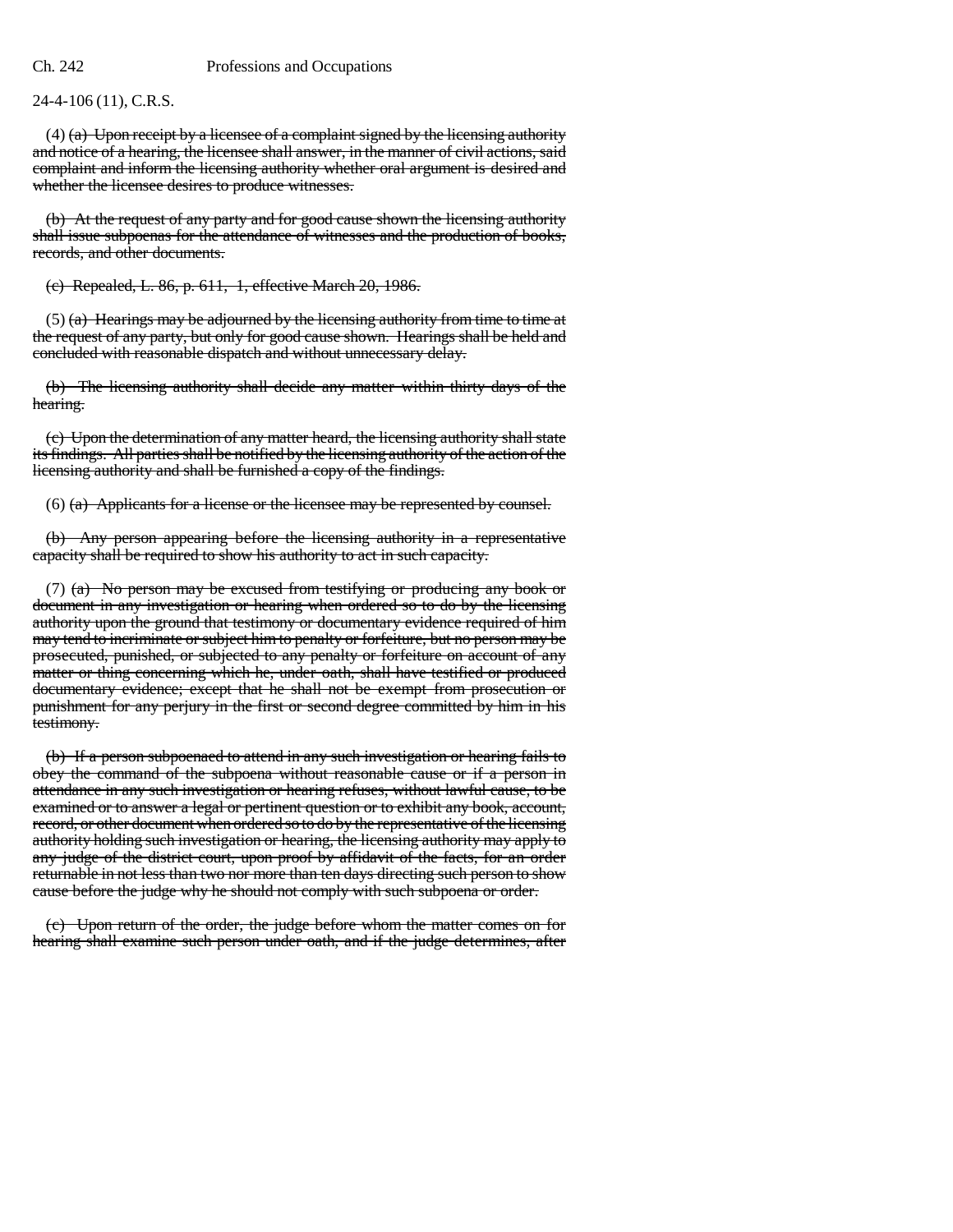24-4-106 (11), C.R.S.

(4) ~~(a) Upon receipt by a licensee of a complaint signed by the licensing authority and notice of a hearing, the licensee shall answer, in the manner of civil actions, said complaint and inform the licensing authority whether oral argument is desired and whether the licensee desires to produce witnesses.~~

~~(b) At the request of any party and for good cause shown the licensing authority shall issue subpoenas for the attendance of witnesses and the production of books, records, and other documents.~~

~~(c) Repealed, L. 86, p. 611, 1, effective March 20, 1986.~~

(5) ~~(a) Hearings may be adjourned by the licensing authority from time to time at the request of any party, but only for good cause shown. Hearings shall be held and concluded with reasonable dispatch and without unnecessary delay.~~

~~(b) The licensing authority shall decide any matter within thirty days of the hearing.~~

~~(c) Upon the determination of any matter heard, the licensing authority shall state its findings. All parties shall be notified by the licensing authority of the action of the licensing authority and shall be furnished a copy of the findings.~~

(6) ~~(a) Applicants for a license or the licensee may be represented by counsel.~~

~~(b) Any person appearing before the licensing authority in a representative capacity shall be required to show his authority to act in such capacity.~~

(7) ~~(a) No person may be excused from testifying or producing any book or document in any investigation or hearing when ordered so to do by the licensing authority upon the ground that testimony or documentary evidence required of him may tend to incriminate or subject him to penalty or forfeiture, but no person may be prosecuted, punished, or subjected to any penalty or forfeiture on account of any matter or thing concerning which he, under oath, shall have testified or produced documentary evidence; except that he shall not be exempt from prosecution or punishment for any perjury in the first or second degree committed by him in his testimony.~~

~~(b) If a person subpoenaed to attend in any such investigation or hearing fails to obey the command of the subpoena without reasonable cause or if a person in attendance in any such investigation or hearing refuses, without lawful cause, to be examined or to answer a legal or pertinent question or to exhibit any book, account, record, or other document when ordered so to do by the representative of the licensing authority holding such investigation or hearing, the licensing authority may apply to any judge of the district court, upon proof by affidavit of the facts, for an order returnable in not less than two nor more than ten days directing such person to show cause before the judge why he should not comply with such subpoena or order.~~

~~(c) Upon return of the order, the judge before whom the matter comes on for hearing shall examine such person under oath, and if the judge determines, after~~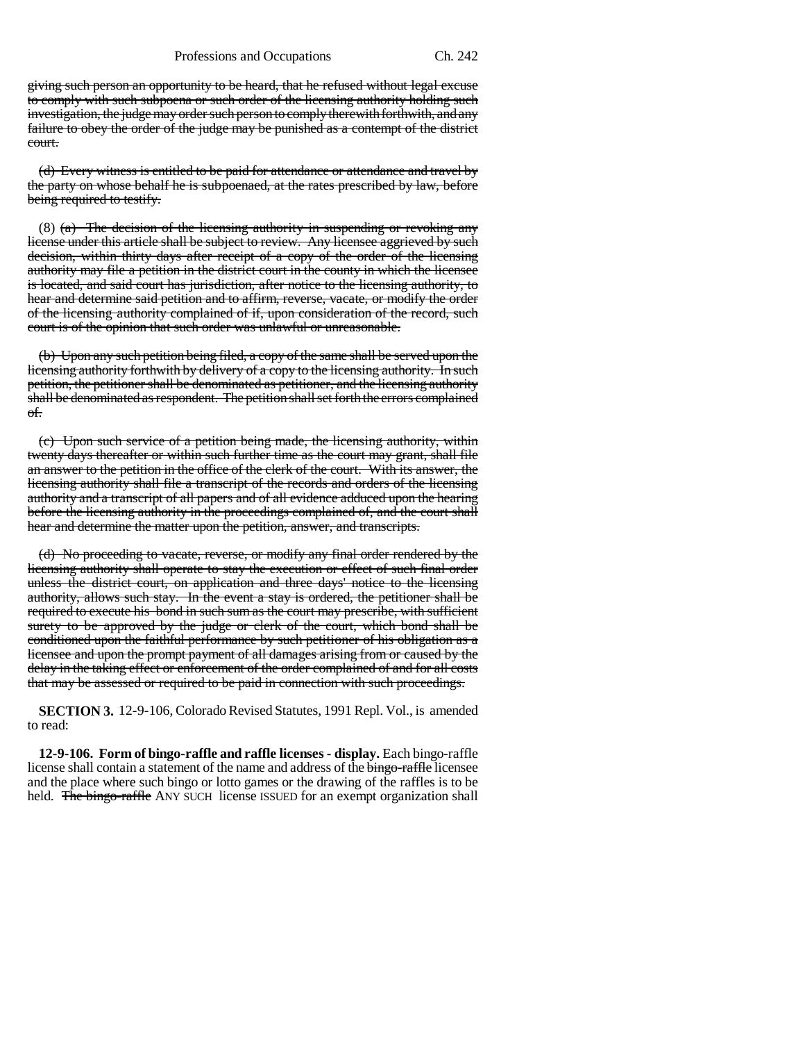giving such person an opportunity to be heard, that he refused without legal excuse to comply with such subpoena or such order of the licensing authority holding such investigation, the judge may order such person to comply therewith forthwith, and any failure to obey the order of the judge may be punished as a contempt of the district court.

(d) Every witness is entitled to be paid for attendance or attendance and travel by the party on whose behalf he is subpoenaed, at the rates prescribed by law, before being required to testify.

(8) (a) The decision of the licensing authority in suspending or revoking any license under this article shall be subject to review. Any licensee aggrieved by such decision, within thirty days after receipt of a copy of the order of the licensing authority may file a petition in the district court in the county in which the licensee is located, and said court has jurisdiction, after notice to the licensing authority, to hear and determine said petition and to affirm, reverse, vacate, or modify the order of the licensing authority complained of if, upon consideration of the record, such court is of the opinion that such order was unlawful or unreasonable.

(b) Upon any such petition being filed, a copy of the same shall be served upon the licensing authority forthwith by delivery of a copy to the licensing authority. In such petition, the petitioner shall be denominated as petitioner, and the licensing authority shall be denominated as respondent. The petition shall set forth the errors complained of.

(c) Upon such service of a petition being made, the licensing authority, within twenty days thereafter or within such further time as the court may grant, shall file an answer to the petition in the office of the clerk of the court. With its answer, the licensing authority shall file a transcript of the records and orders of the licensing authority and a transcript of all papers and of all evidence adduced upon the hearing before the licensing authority in the proceedings complained of, and the court shall hear and determine the matter upon the petition, answer, and transcripts.

(d) No proceeding to vacate, reverse, or modify any final order rendered by the licensing authority shall operate to stay the execution or effect of such final order unless the district court, on application and three days' notice to the licensing authority, allows such stay. In the event a stay is ordered, the petitioner shall be required to execute his bond in such sum as the court may prescribe, with sufficient surety to be approved by the judge or clerk of the court, which bond shall be conditioned upon the faithful performance by such petitioner of his obligation as a licensee and upon the prompt payment of all damages arising from or caused by the delay in the taking effect or enforcement of the order complained of and for all costs that may be assessed or required to be paid in connection with such proceedings.

**SECTION 3.** 12-9-106, Colorado Revised Statutes, 1991 Repl. Vol., is amended to read:

**12-9-106. Form of bingo-raffle and raffle licenses - display.** Each bingo-raffle license shall contain a statement of the name and address of the bingo-raffle licensee and the place where such bingo or lotto games or the drawing of the raffles is to be held. The bingo-raffle ANY SUCH license ISSUED for an exempt organization shall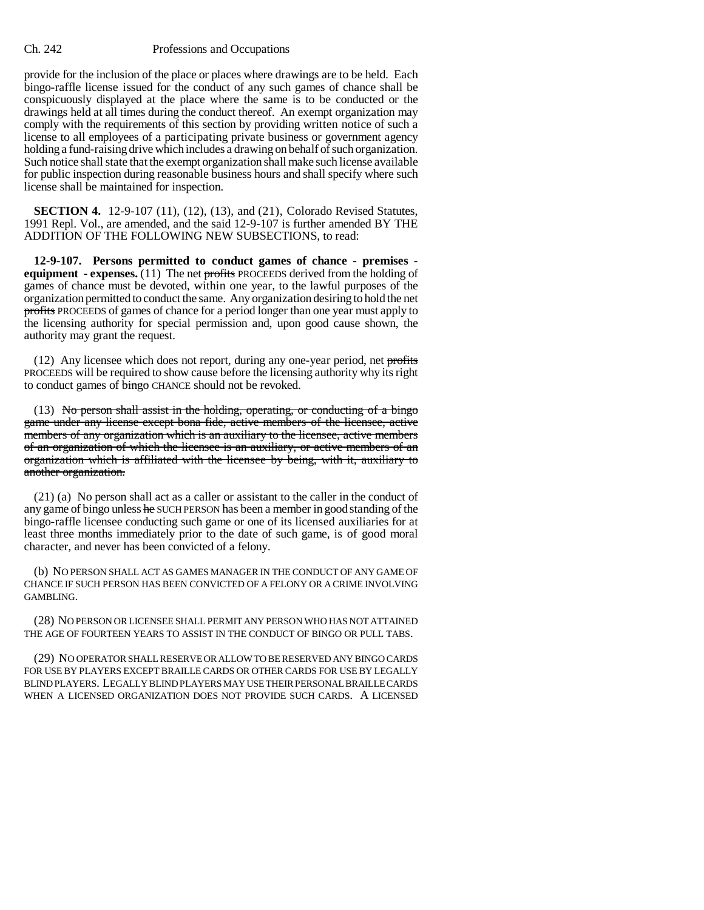provide for the inclusion of the place or places where drawings are to be held. Each bingo-raffle license issued for the conduct of any such games of chance shall be conspicuously displayed at the place where the same is to be conducted or the drawings held at all times during the conduct thereof. An exempt organization may comply with the requirements of this section by providing written notice of such a license to all employees of a participating private business or government agency holding a fund-raising drive which includes a drawing on behalf of such organization. Such notice shall state that the exempt organization shall make such license available for public inspection during reasonable business hours and shall specify where such license shall be maintained for inspection.

**SECTION 4.** 12-9-107 (11), (12), (13), and (21), Colorado Revised Statutes, 1991 Repl. Vol., are amended, and the said 12-9-107 is further amended BY THE ADDITION OF THE FOLLOWING NEW SUBSECTIONS, to read:

**12-9-107. Persons permitted to conduct games of chance - premises - equipment - expenses.** (11) The net ~~profits~~ PROCEEDS derived from the holding of games of chance must be devoted, within one year, to the lawful purposes of the organization permitted to conduct the same. Any organization desiring to hold the net ~~profits~~ PROCEEDS of games of chance for a period longer than one year must apply to the licensing authority for special permission and, upon good cause shown, the authority may grant the request.

(12) Any licensee which does not report, during any one-year period, net ~~profits~~ PROCEEDS will be required to show cause before the licensing authority why its right to conduct games of ~~bingo~~ CHANCE should not be revoked.

(13) ~~No person shall assist in the holding, operating, or conducting of a bingo game under any license except bona fide, active members of the licensee, active members of any organization which is an auxiliary to the licensee, active members of an organization of which the licensee is an auxiliary, or active members of an organization which is affiliated with the licensee by being, with it, auxiliary to another organization.~~

(21) (a) No person shall act as a caller or assistant to the caller in the conduct of any game of bingo unless ~~he~~ SUCH PERSON has been a member in good standing of the bingo-raffle licensee conducting such game or one of its licensed auxiliaries for at least three months immediately prior to the date of such game, is of good moral character, and never has been convicted of a felony.

(b) NO PERSON SHALL ACT AS GAMES MANAGER IN THE CONDUCT OF ANY GAME OF CHANCE IF SUCH PERSON HAS BEEN CONVICTED OF A FELONY OR A CRIME INVOLVING GAMBLING.

(28) NO PERSON OR LICENSEE SHALL PERMIT ANY PERSON WHO HAS NOT ATTAINED THE AGE OF FOURTEEN YEARS TO ASSIST IN THE CONDUCT OF BINGO OR PULL TABS.

(29) NO OPERATOR SHALL RESERVE OR ALLOW TO BE RESERVED ANY BINGO CARDS FOR USE BY PLAYERS EXCEPT BRAILLE CARDS OR OTHER CARDS FOR USE BY LEGALLY BLIND PLAYERS. LEGALLY BLIND PLAYERS MAY USE THEIR PERSONAL BRAILLE CARDS WHEN A LICENSED ORGANIZATION DOES NOT PROVIDE SUCH CARDS. A LICENSED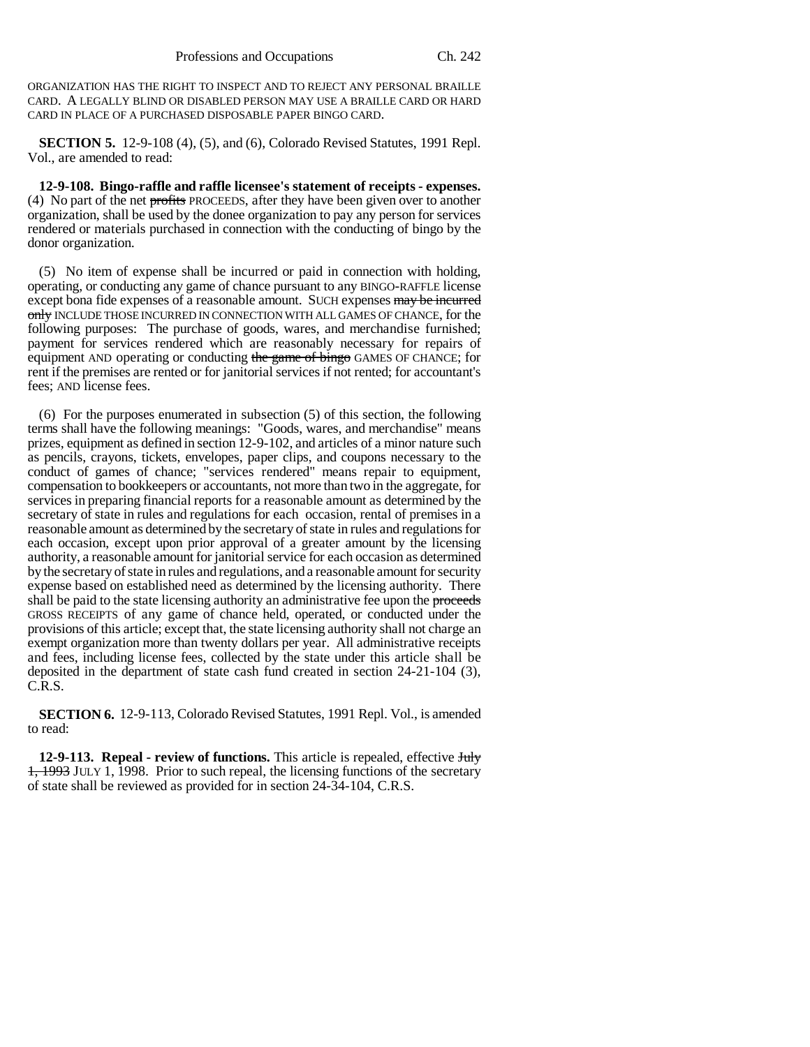ORGANIZATION HAS THE RIGHT TO INSPECT AND TO REJECT ANY PERSONAL BRAILLE CARD. A LEGALLY BLIND OR DISABLED PERSON MAY USE A BRAILLE CARD OR HARD CARD IN PLACE OF A PURCHASED DISPOSABLE PAPER BINGO CARD.

**SECTION 5.** 12-9-108 (4), (5), and (6), Colorado Revised Statutes, 1991 Repl. Vol., are amended to read:

**12-9-108. Bingo-raffle and raffle licensee's statement of receipts - expenses.** (4) No part of the net ~~profits~~ PROCEEDS, after they have been given over to another organization, shall be used by the donee organization to pay any person for services rendered or materials purchased in connection with the conducting of bingo by the donor organization.

(5) No item of expense shall be incurred or paid in connection with holding, operating, or conducting any game of chance pursuant to any BINGO-RAFFLE license except bona fide expenses of a reasonable amount. SUCH expenses ~~may be incurred only~~ INCLUDE THOSE INCURRED IN CONNECTION WITH ALL GAMES OF CHANCE, for the following purposes: The purchase of goods, wares, and merchandise furnished; payment for services rendered which are reasonably necessary for repairs of equipment AND operating or conducting ~~the game of bingo~~ GAMES OF CHANCE; for rent if the premises are rented or for janitorial services if not rented; for accountant's fees; AND license fees.

(6) For the purposes enumerated in subsection (5) of this section, the following terms shall have the following meanings: "Goods, wares, and merchandise" means prizes, equipment as defined in section 12-9-102, and articles of a minor nature such as pencils, crayons, tickets, envelopes, paper clips, and coupons necessary to the conduct of games of chance; "services rendered" means repair to equipment, compensation to bookkeepers or accountants, not more than two in the aggregate, for services in preparing financial reports for a reasonable amount as determined by the secretary of state in rules and regulations for each occasion, rental of premises in a reasonable amount as determined by the secretary of state in rules and regulations for each occasion, except upon prior approval of a greater amount by the licensing authority, a reasonable amount for janitorial service for each occasion as determined by the secretary of state in rules and regulations, and a reasonable amount for security expense based on established need as determined by the licensing authority. There shall be paid to the state licensing authority an administrative fee upon the ~~proceeds~~ GROSS RECEIPTS of any game of chance held, operated, or conducted under the provisions of this article; except that, the state licensing authority shall not charge an exempt organization more than twenty dollars per year. All administrative receipts and fees, including license fees, collected by the state under this article shall be deposited in the department of state cash fund created in section 24-21-104 (3), C.R.S.

**SECTION 6.** 12-9-113, Colorado Revised Statutes, 1991 Repl. Vol., is amended to read:

**12-9-113. Repeal - review of functions.** This article is repealed, effective ~~July 1, 1993~~ JULY 1, 1998. Prior to such repeal, the licensing functions of the secretary of state shall be reviewed as provided for in section 24-34-104, C.R.S.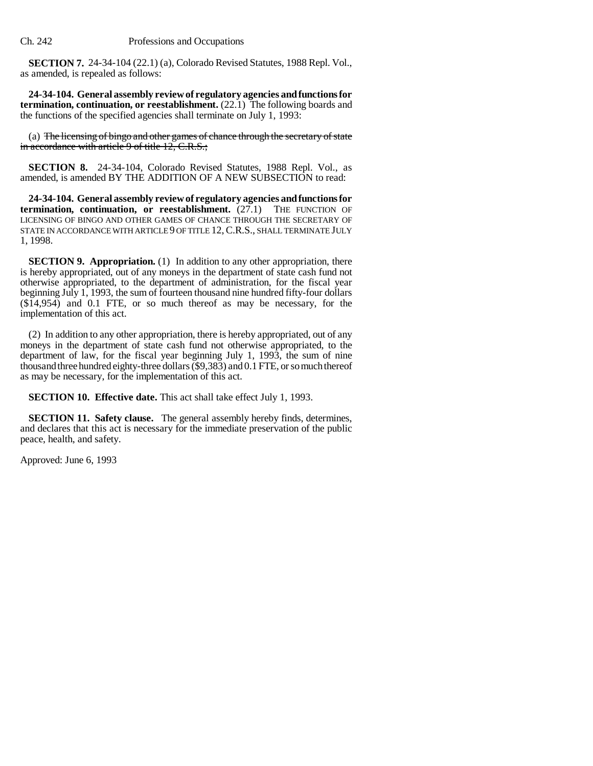**SECTION 7.** 24-34-104 (22.1) (a), Colorado Revised Statutes, 1988 Repl. Vol., as amended, is repealed as follows:

**24-34-104. General assembly review of regulatory agencies and functions for termination, continuation, or reestablishment.** (22.1) The following boards and the functions of the specified agencies shall terminate on July 1, 1993:

(a) ~~The licensing of bingo and other games of chance through the secretary of state in accordance with article 9 of title 12, C.R.S.;~~

**SECTION 8.** 24-34-104, Colorado Revised Statutes, 1988 Repl. Vol., as amended, is amended BY THE ADDITION OF A NEW SUBSECTION to read:

**24-34-104. General assembly review of regulatory agencies and functions for termination, continuation, or reestablishment.** (27.1) THE FUNCTION OF LICENSING OF BINGO AND OTHER GAMES OF CHANCE THROUGH THE SECRETARY OF STATE IN ACCORDANCE WITH ARTICLE 9 OF TITLE 12, C.R.S., SHALL TERMINATE JULY 1, 1998.

**SECTION 9. Appropriation.** (1) In addition to any other appropriation, there is hereby appropriated, out of any moneys in the department of state cash fund not otherwise appropriated, to the department of administration, for the fiscal year beginning July 1, 1993, the sum of fourteen thousand nine hundred fifty-four dollars ($14,954) and 0.1 FTE, or so much thereof as may be necessary, for the implementation of this act.

(2) In addition to any other appropriation, there is hereby appropriated, out of any moneys in the department of state cash fund not otherwise appropriated, to the department of law, for the fiscal year beginning July 1, 1993, the sum of nine thousand three hundred eighty-three dollars ($9,383) and 0.1 FTE, or so much thereof as may be necessary, for the implementation of this act.

**SECTION 10. Effective date.** This act shall take effect July 1, 1993.

**SECTION 11. Safety clause.** The general assembly hereby finds, determines, and declares that this act is necessary for the immediate preservation of the public peace, health, and safety.

Approved: June 6, 1993